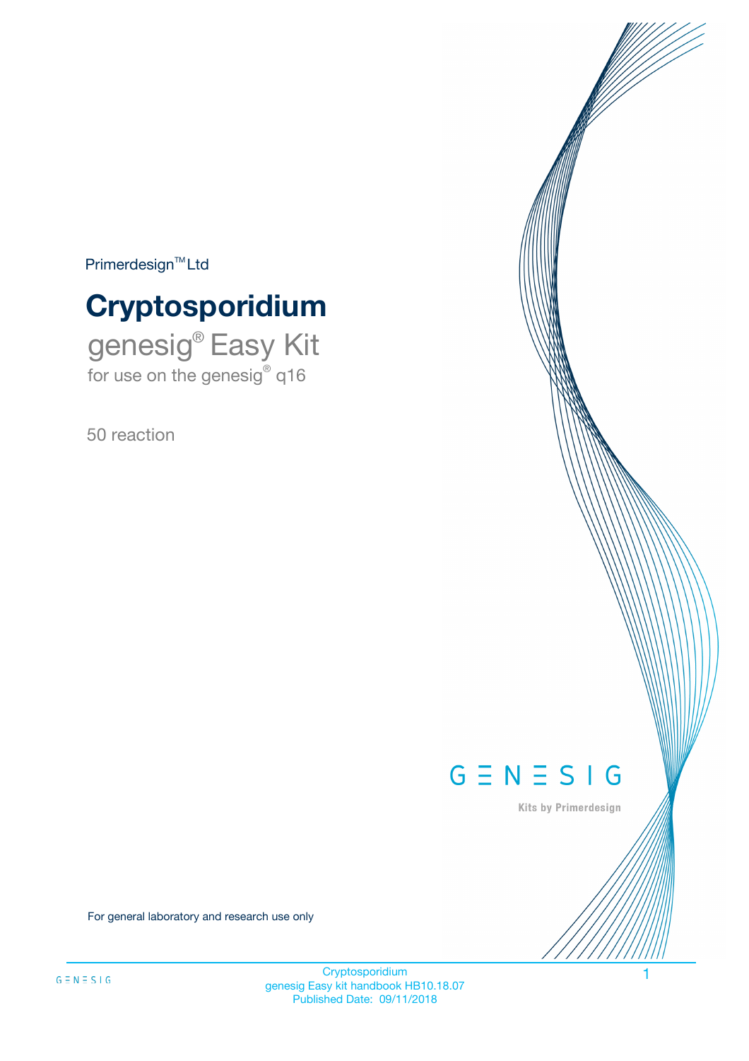Primerdesign™ Ltd

# Cryptosporidium

genesig® Easy Kit
for use on the genesig® q16

50 reaction

GENESIG

Kits by Primerdesign

For general laboratory and research use only

Cryptosporidium
genesig Easy kit handbook HB10.18.07
Published Date: 09/11/2018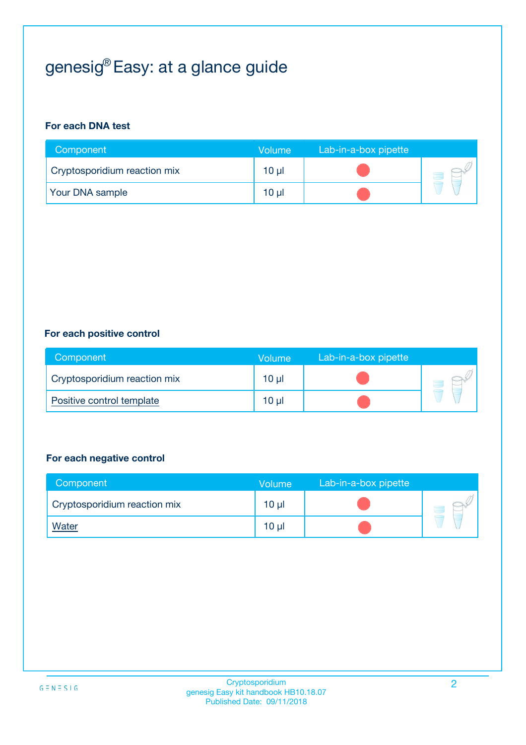# genesig® Easy: at a glance guide

**For each DNA test**

| Component | Volume | Lab-in-a-box pipette |
|---|---|---|
| Cryptosporidium reaction mix | 10 µl | |
| Your DNA sample | 10 µl | |

**For each positive control**

| Component | Volume | Lab-in-a-box pipette |
|---|---|---|
| Cryptosporidium reaction mix | 10 µl | |
| Positive control template | 10 µl | |

**For each negative control**

| Component | Volume | Lab-in-a-box pipette |
|---|---|---|
| Cryptosporidium reaction mix | 10 µl | |
| Water | 10 µl | |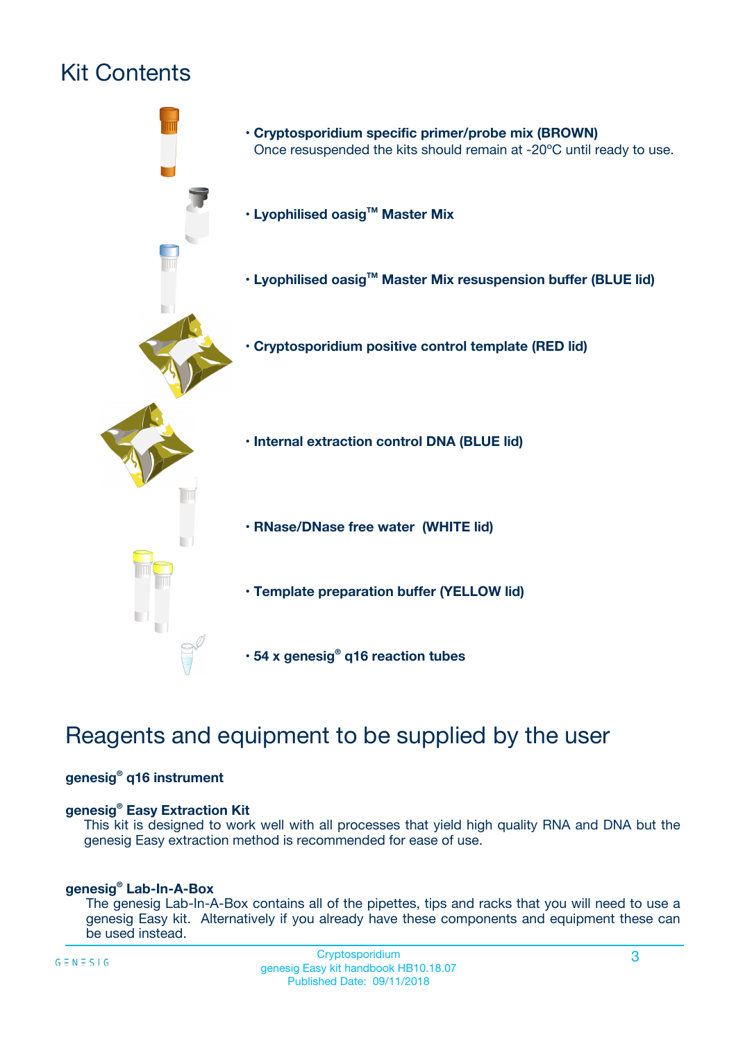# Kit Contents

- **Cryptosporidium specific primer/probe mix (BROWN)**
  Once resuspended the kits should remain at -20ºC until ready to use.
- **Lyophilised oasig™ Master Mix**
- **Lyophilised oasig™ Master Mix resuspension buffer (BLUE lid)**
- **Cryptosporidium positive control template (RED lid)**
- **Internal extraction control DNA (BLUE lid)**
- **RNase/DNase free water (WHITE lid)**
- **Template preparation buffer (YELLOW lid)**
- **54 x genesig® q16 reaction tubes**

# Reagents and equipment to be supplied by the user

**genesig® q16 instrument**

**genesig® Easy Extraction Kit**
This kit is designed to work well with all processes that yield high quality RNA and DNA but the genesig Easy extraction method is recommended for ease of use.

**genesig® Lab-In-A-Box**
The genesig Lab-In-A-Box contains all of the pipettes, tips and racks that you will need to use a genesig Easy kit. Alternatively if you already have these components and equipment these can be used instead.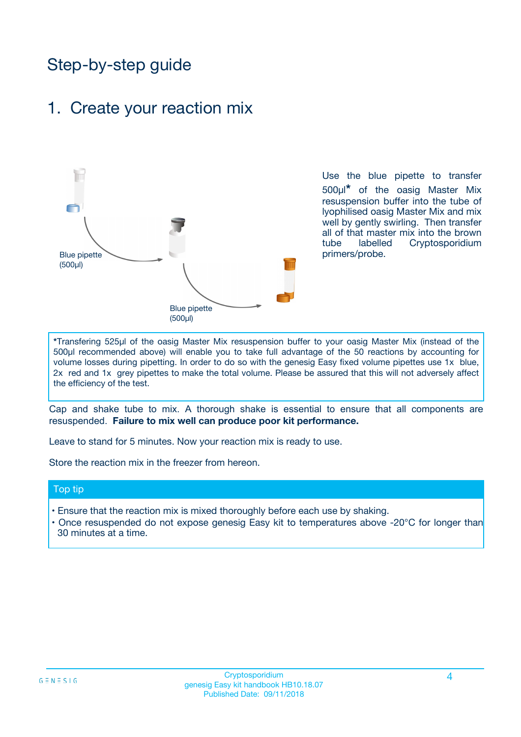# Step-by-step guide

## 1. Create your reaction mix

Blue pipette (500µl)

Blue pipette (500µl)

Use the blue pipette to transfer 500µl* of the oasig Master Mix resuspension buffer into the tube of lyophilised oasig Master Mix and mix well by gently swirling. Then transfer all of that master mix into the brown tube labelled Cryptosporidium primers/probe.

*Transfering 525µl of the oasig Master Mix resuspension buffer to your oasig Master Mix (instead of the 500µl recommended above) will enable you to take full advantage of the 50 reactions by accounting for volume losses during pipetting. In order to do so with the genesig Easy fixed volume pipettes use 1x blue, 2x red and 1x grey pipettes to make the total volume. Please be assured that this will not adversely affect the efficiency of the test.

Cap and shake tube to mix. A thorough shake is essential to ensure that all components are resuspended. **Failure to mix well can produce poor kit performance.**

Leave to stand for 5 minutes. Now your reaction mix is ready to use.

Store the reaction mix in the freezer from hereon.

### Top tip

- Ensure that the reaction mix is mixed thoroughly before each use by shaking.
- Once resuspended do not expose genesig Easy kit to temperatures above -20°C for longer than 30 minutes at a time.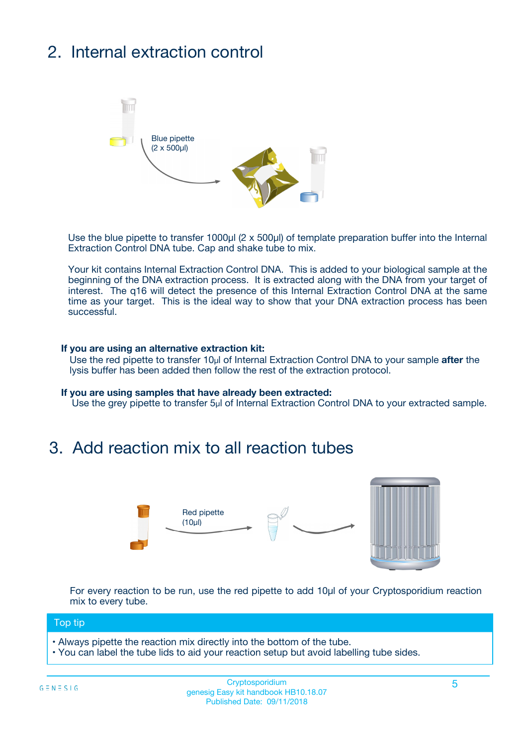## 2. Internal extraction control

Blue pipette
(2 x 500µl)

Use the blue pipette to transfer 1000µl (2 x 500µl) of template preparation buffer into the Internal Extraction Control DNA tube. Cap and shake tube to mix.

Your kit contains Internal Extraction Control DNA. This is added to your biological sample at the beginning of the DNA extraction process. It is extracted along with the DNA from your target of interest. The q16 will detect the presence of this Internal Extraction Control DNA at the same time as your target. This is the ideal way to show that your DNA extraction process has been successful.

**If you are using an alternative extraction kit:**

Use the red pipette to transfer 10µl of Internal Extraction Control DNA to your sample **after** the lysis buffer has been added then follow the rest of the extraction protocol.

**If you are using samples that have already been extracted:**

Use the grey pipette to transfer 5µl of Internal Extraction Control DNA to your extracted sample.

## 3. Add reaction mix to all reaction tubes

Red pipette
(10µl)

For every reaction to be run, use the red pipette to add 10µl of your Cryptosporidium reaction mix to every tube.

**Top tip**

- Always pipette the reaction mix directly into the bottom of the tube.
- You can label the tube lids to aid your reaction setup but avoid labelling tube sides.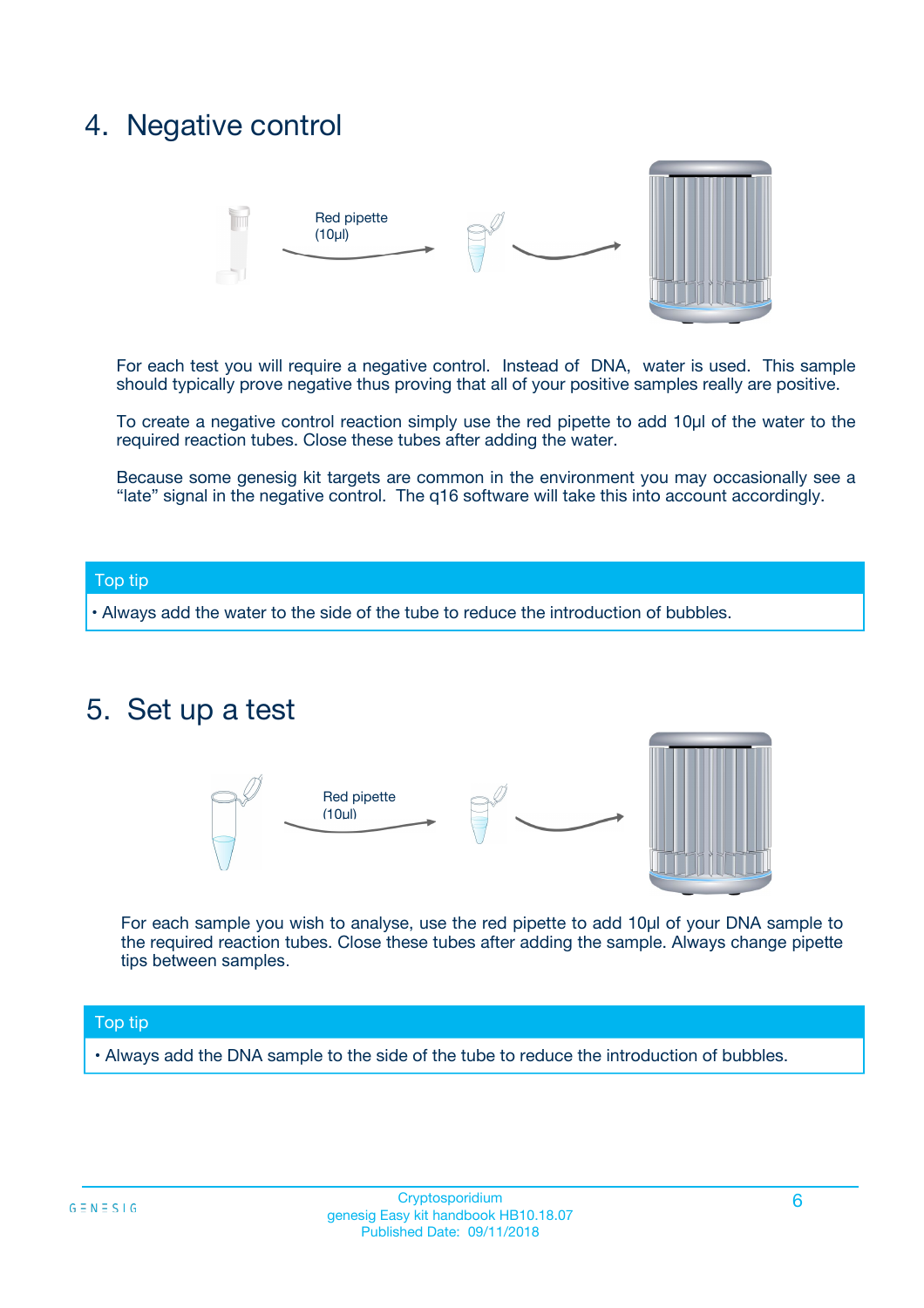## 4. Negative control

Red pipette (10µl)

For each test you will require a negative control. Instead of DNA, water is used. This sample should typically prove negative thus proving that all of your positive samples really are positive.

To create a negative control reaction simply use the red pipette to add 10µl of the water to the required reaction tubes. Close these tubes after adding the water.

Because some genesig kit targets are common in the environment you may occasionally see a "late" signal in the negative control. The q16 software will take this into account accordingly.

**Top tip**

- Always add the water to the side of the tube to reduce the introduction of bubbles.

## 5. Set up a test

Red pipette (10µl)

For each sample you wish to analyse, use the red pipette to add 10µl of your DNA sample to the required reaction tubes. Close these tubes after adding the sample. Always change pipette tips between samples.

**Top tip**

- Always add the DNA sample to the side of the tube to reduce the introduction of bubbles.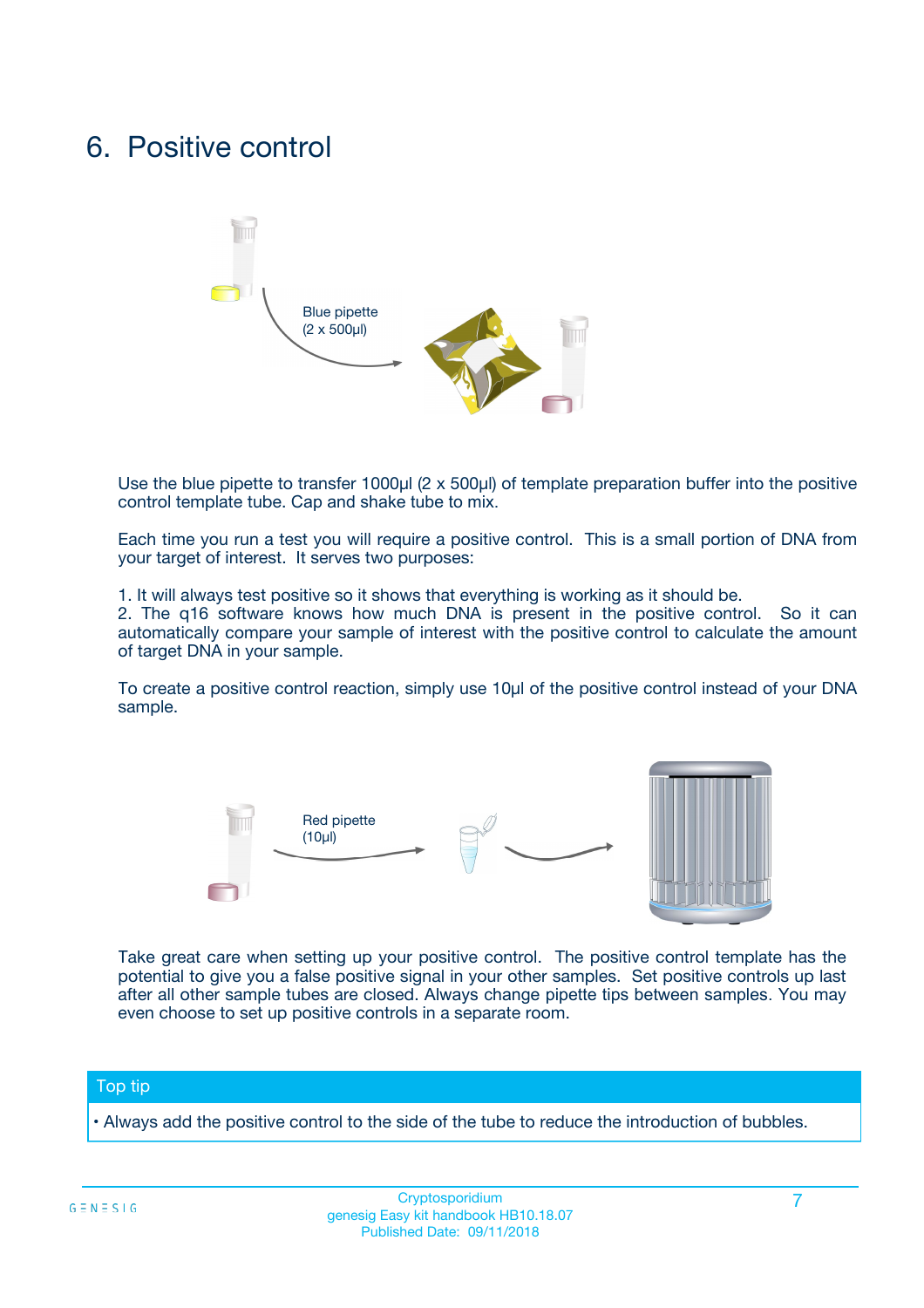# 6. Positive control

Blue pipette
(2 x 500µl)

Use the blue pipette to transfer 1000µl (2 x 500µl) of template preparation buffer into the positive control template tube. Cap and shake tube to mix.

Each time you run a test you will require a positive control. This is a small portion of DNA from your target of interest. It serves two purposes:

1. It will always test positive so it shows that everything is working as it should be.
2. The q16 software knows how much DNA is present in the positive control. So it can automatically compare your sample of interest with the positive control to calculate the amount of target DNA in your sample.

To create a positive control reaction, simply use 10µl of the positive control instead of your DNA sample.

Red pipette
(10µl)

Take great care when setting up your positive control. The positive control template has the potential to give you a false positive signal in your other samples. Set positive controls up last after all other sample tubes are closed. Always change pipette tips between samples. You may even choose to set up positive controls in a separate room.

**Top tip**

- Always add the positive control to the side of the tube to reduce the introduction of bubbles.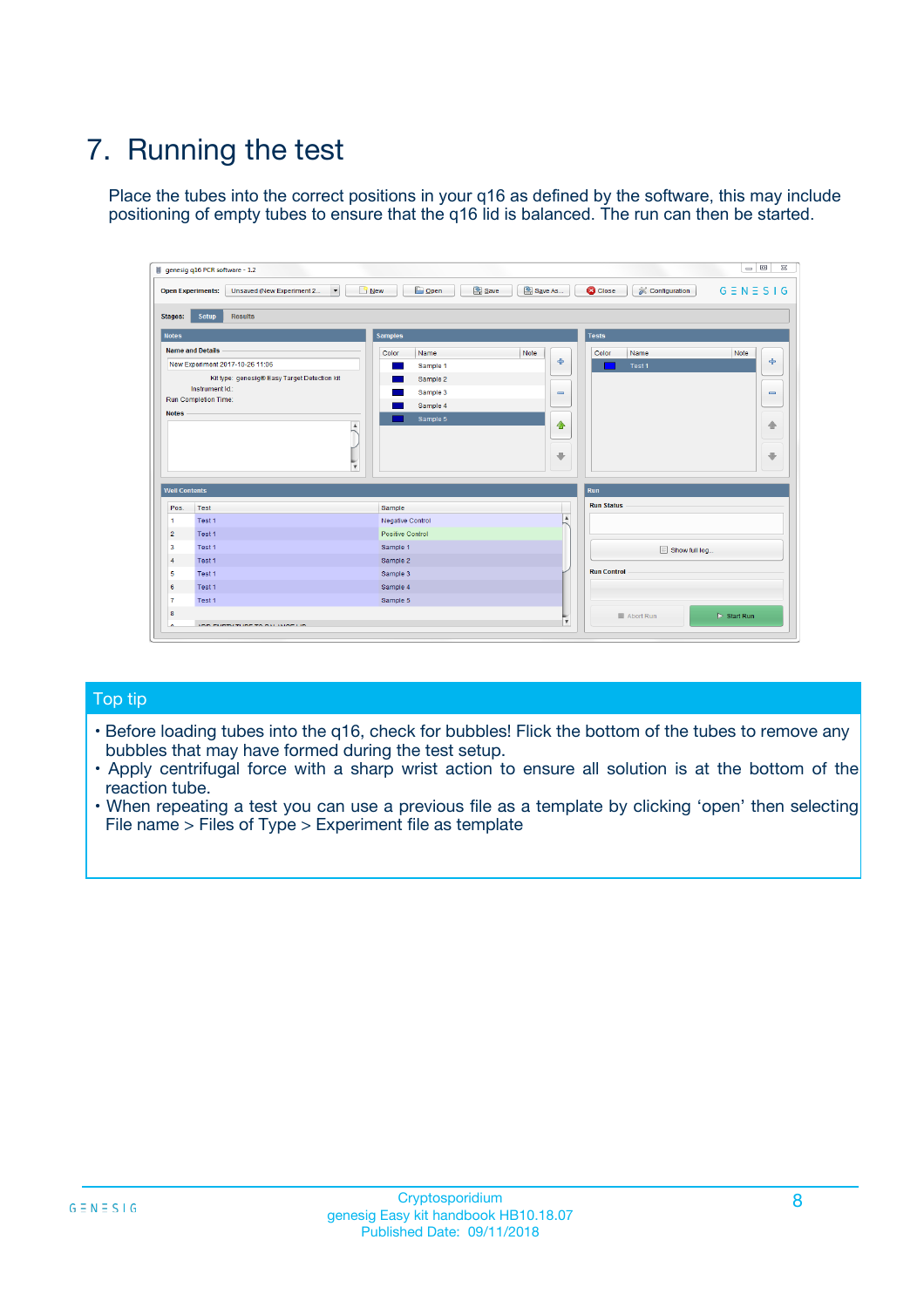# 7. Running the test

Place the tubes into the correct positions in your q16 as defined by the software, this may include positioning of empty tubes to ensure that the q16 lid is balanced. The run can then be started.

## Top tip

- Before loading tubes into the q16, check for bubbles! Flick the bottom of the tubes to remove any bubbles that may have formed during the test setup.
- Apply centrifugal force with a sharp wrist action to ensure all solution is at the bottom of the reaction tube.
- When repeating a test you can use a previous file as a template by clicking 'open' then selecting File name > Files of Type > Experiment file as template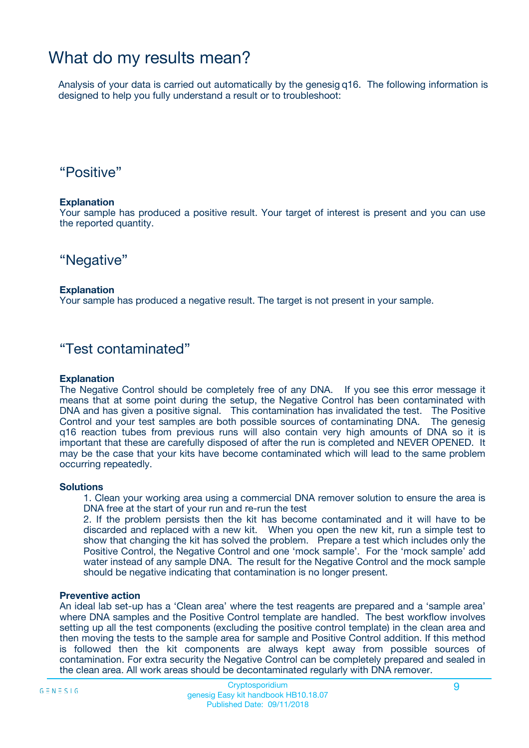# What do my results mean?

Analysis of your data is carried out automatically by the genesig q16. The following information is designed to help you fully understand a result or to troubleshoot:

## "Positive"

**Explanation**

Your sample has produced a positive result. Your target of interest is present and you can use the reported quantity.

## "Negative"

**Explanation**

Your sample has produced a negative result. The target is not present in your sample.

## "Test contaminated"

**Explanation**

The Negative Control should be completely free of any DNA. If you see this error message it means that at some point during the setup, the Negative Control has been contaminated with DNA and has given a positive signal. This contamination has invalidated the test. The Positive Control and your test samples are both possible sources of contaminating DNA. The genesig q16 reaction tubes from previous runs will also contain very high amounts of DNA so it is important that these are carefully disposed of after the run is completed and NEVER OPENED. It may be the case that your kits have become contaminated which will lead to the same problem occurring repeatedly.

**Solutions**

1. Clean your working area using a commercial DNA remover solution to ensure the area is DNA free at the start of your run and re-run the test
2. If the problem persists then the kit has become contaminated and it will have to be discarded and replaced with a new kit. When you open the new kit, run a simple test to show that changing the kit has solved the problem. Prepare a test which includes only the Positive Control, the Negative Control and one 'mock sample'. For the 'mock sample' add water instead of any sample DNA. The result for the Negative Control and the mock sample should be negative indicating that contamination is no longer present.

**Preventive action**

An ideal lab set-up has a 'Clean area' where the test reagents are prepared and a 'sample area' where DNA samples and the Positive Control template are handled. The best workflow involves setting up all the test components (excluding the positive control template) in the clean area and then moving the tests to the sample area for sample and Positive Control addition. If this method is followed then the kit components are always kept away from possible sources of contamination. For extra security the Negative Control can be completely prepared and sealed in the clean area. All work areas should be decontaminated regularly with DNA remover.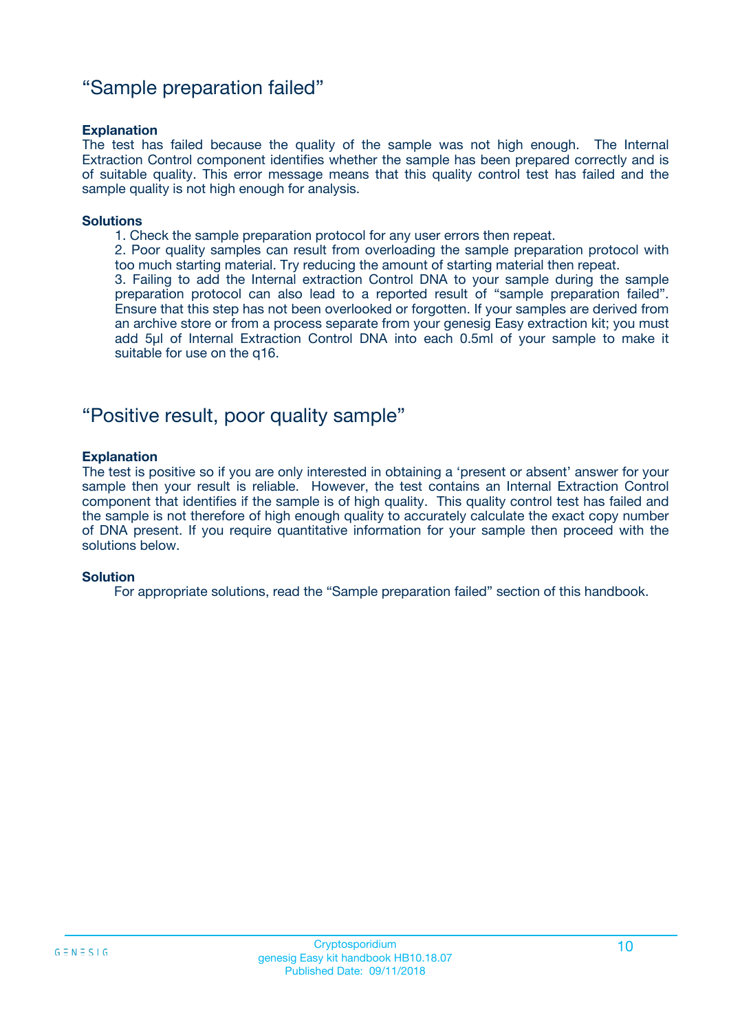## “Sample preparation failed”

**Explanation**

The test has failed because the quality of the sample was not high enough. The Internal Extraction Control component identifies whether the sample has been prepared correctly and is of suitable quality. This error message means that this quality control test has failed and the sample quality is not high enough for analysis.

**Solutions**

1. Check the sample preparation protocol for any user errors then repeat.
2. Poor quality samples can result from overloading the sample preparation protocol with too much starting material. Try reducing the amount of starting material then repeat.
3. Failing to add the Internal extraction Control DNA to your sample during the sample preparation protocol can also lead to a reported result of “sample preparation failed”. Ensure that this step has not been overlooked or forgotten. If your samples are derived from an archive store or from a process separate from your genesig Easy extraction kit; you must add 5µl of Internal Extraction Control DNA into each 0.5ml of your sample to make it suitable for use on the q16.

## “Positive result, poor quality sample”

**Explanation**

The test is positive so if you are only interested in obtaining a ‘present or absent’ answer for your sample then your result is reliable. However, the test contains an Internal Extraction Control component that identifies if the sample is of high quality. This quality control test has failed and the sample is not therefore of high enough quality to accurately calculate the exact copy number of DNA present. If you require quantitative information for your sample then proceed with the solutions below.

**Solution**

For appropriate solutions, read the “Sample preparation failed” section of this handbook.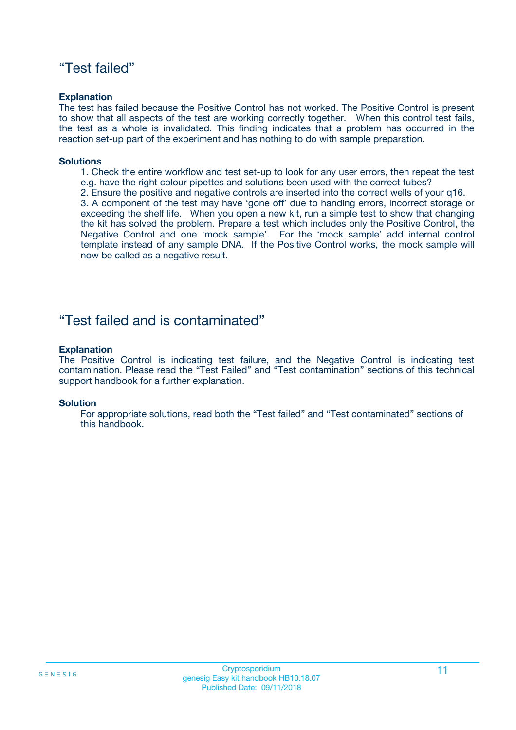## “Test failed”

**Explanation**

The test has failed because the Positive Control has not worked. The Positive Control is present to show that all aspects of the test are working correctly together. When this control test fails, the test as a whole is invalidated. This finding indicates that a problem has occurred in the reaction set-up part of the experiment and has nothing to do with sample preparation.

**Solutions**

1. Check the entire workflow and test set-up to look for any user errors, then repeat the test e.g. have the right colour pipettes and solutions been used with the correct tubes?
2. Ensure the positive and negative controls are inserted into the correct wells of your q16.
3. A component of the test may have ‘gone off’ due to handing errors, incorrect storage or exceeding the shelf life. When you open a new kit, run a simple test to show that changing the kit has solved the problem. Prepare a test which includes only the Positive Control, the Negative Control and one ‘mock sample’. For the ‘mock sample’ add internal control template instead of any sample DNA. If the Positive Control works, the mock sample will now be called as a negative result.

## “Test failed and is contaminated”

**Explanation**

The Positive Control is indicating test failure, and the Negative Control is indicating test contamination. Please read the “Test Failed” and “Test contamination” sections of this technical support handbook for a further explanation.

**Solution**

For appropriate solutions, read both the “Test failed” and “Test contaminated” sections of this handbook.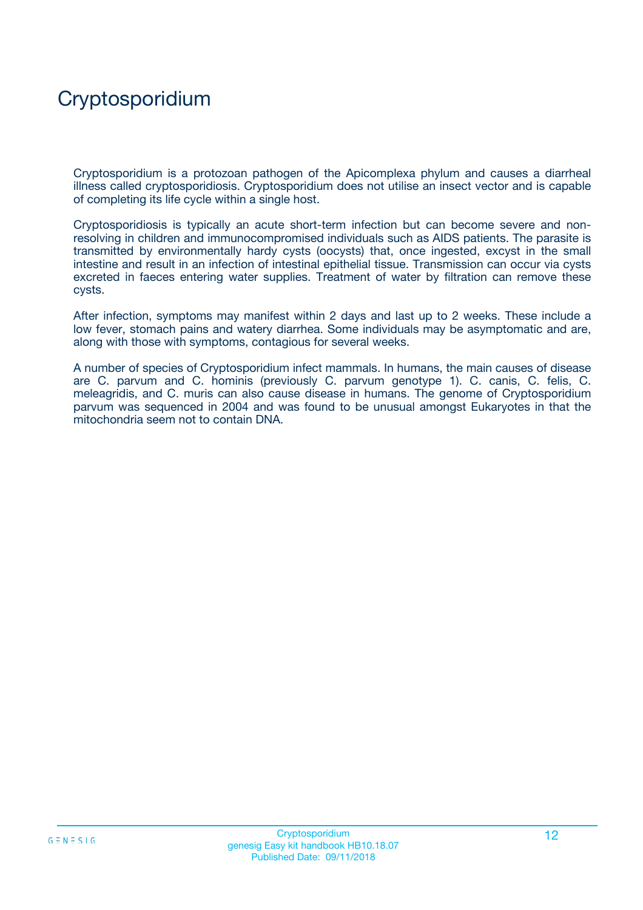# Cryptosporidium

Cryptosporidium is a protozoan pathogen of the Apicomplexa phylum and causes a diarrheal illness called cryptosporidiosis. Cryptosporidium does not utilise an insect vector and is capable of completing its life cycle within a single host.

Cryptosporidiosis is typically an acute short-term infection but can become severe and non-resolving in children and immunocompromised individuals such as AIDS patients. The parasite is transmitted by environmentally hardy cysts (oocysts) that, once ingested, excyst in the small intestine and result in an infection of intestinal epithelial tissue. Transmission can occur via cysts excreted in faeces entering water supplies. Treatment of water by filtration can remove these cysts.

After infection, symptoms may manifest within 2 days and last up to 2 weeks. These include a low fever, stomach pains and watery diarrhea. Some individuals may be asymptomatic and are, along with those with symptoms, contagious for several weeks.

A number of species of Cryptosporidium infect mammals. In humans, the main causes of disease are C. parvum and C. hominis (previously C. parvum genotype 1). C. canis, C. felis, C. meleagridis, and C. muris can also cause disease in humans. The genome of Cryptosporidium parvum was sequenced in 2004 and was found to be unusual amongst Eukaryotes in that the mitochondria seem not to contain DNA.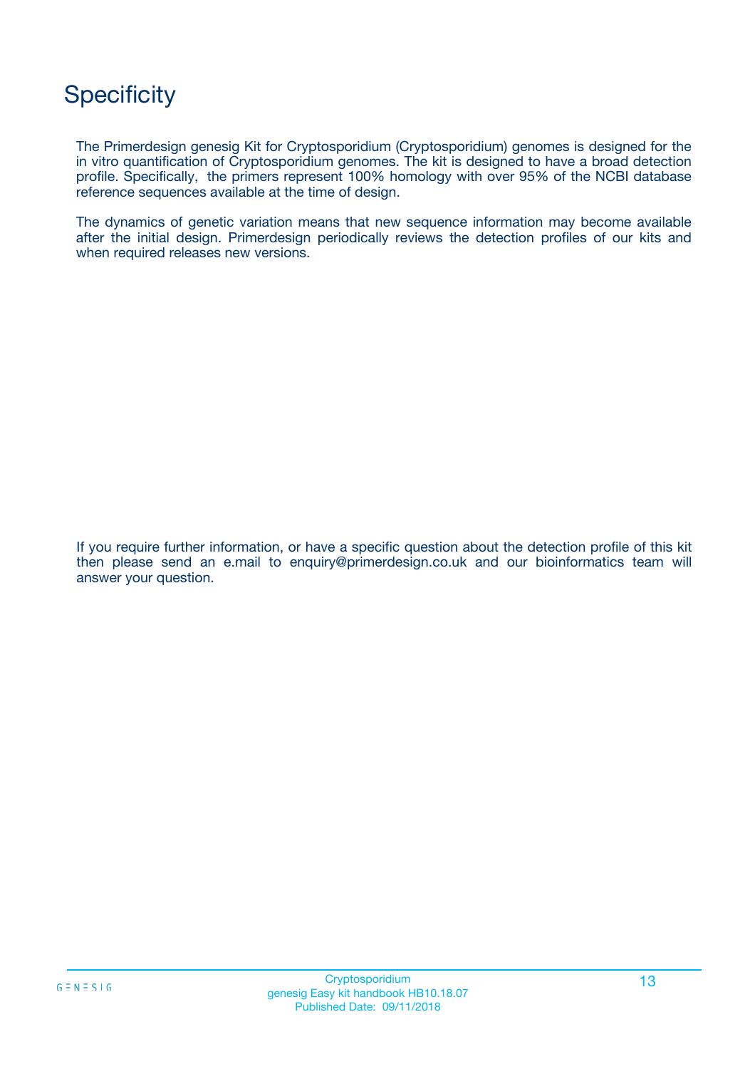# Specificity

The Primerdesign genesig Kit for Cryptosporidium (Cryptosporidium) genomes is designed for the in vitro quantification of Cryptosporidium genomes. The kit is designed to have a broad detection profile. Specifically, the primers represent 100% homology with over 95% of the NCBI database reference sequences available at the time of design.

The dynamics of genetic variation means that new sequence information may become available after the initial design. Primerdesign periodically reviews the detection profiles of our kits and when required releases new versions.

If you require further information, or have a specific question about the detection profile of this kit then please send an e.mail to enquiry@primerdesign.co.uk and our bioinformatics team will answer your question.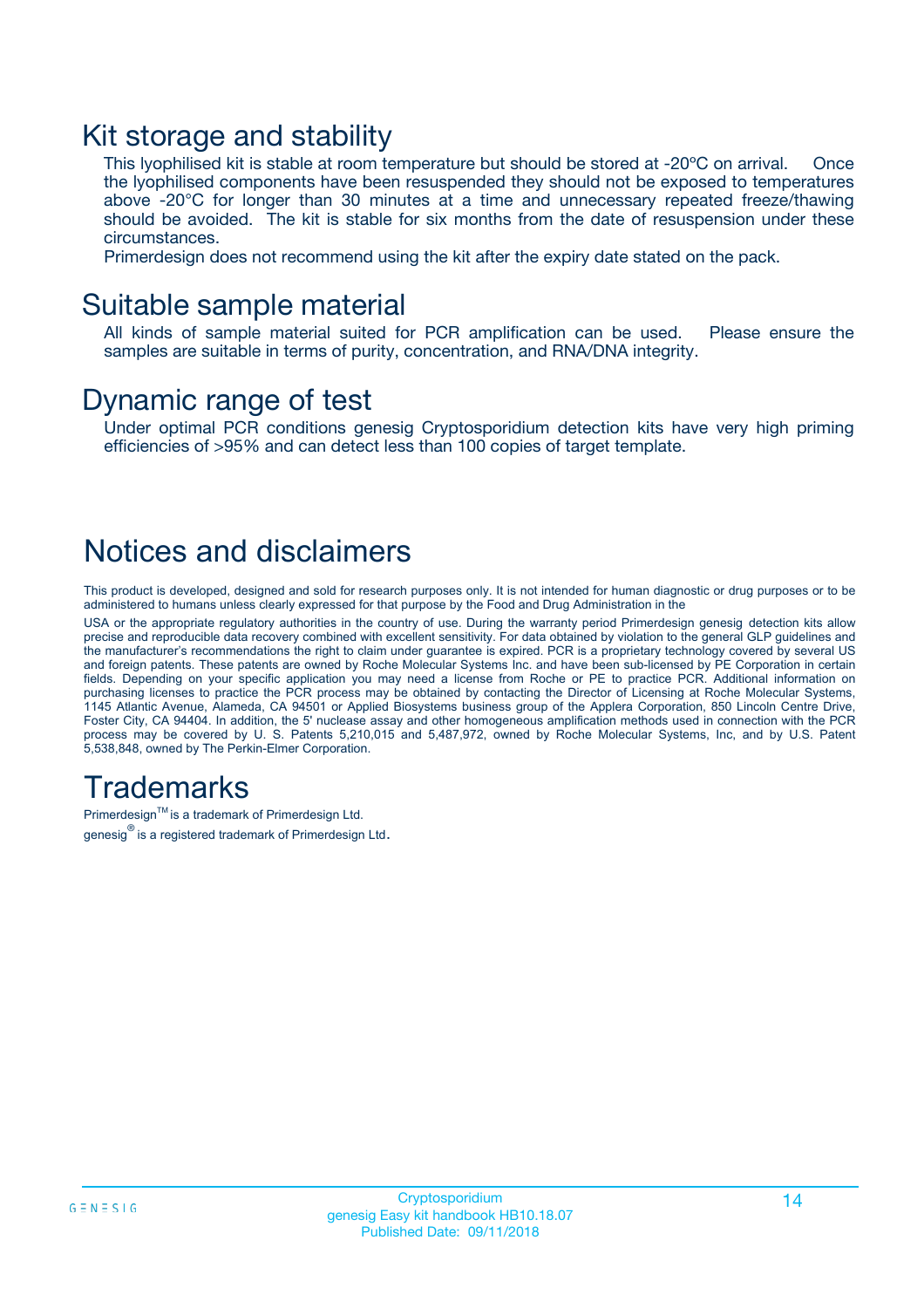## Kit storage and stability

This lyophilised kit is stable at room temperature but should be stored at -20ºC on arrival. Once the lyophilised components have been resuspended they should not be exposed to temperatures above -20°C for longer than 30 minutes at a time and unnecessary repeated freeze/thawing should be avoided. The kit is stable for six months from the date of resuspension under these circumstances.

Primerdesign does not recommend using the kit after the expiry date stated on the pack.

## Suitable sample material

All kinds of sample material suited for PCR amplification can be used. Please ensure the samples are suitable in terms of purity, concentration, and RNA/DNA integrity.

## Dynamic range of test

Under optimal PCR conditions genesig Cryptosporidium detection kits have very high priming efficiencies of >95% and can detect less than 100 copies of target template.

# Notices and disclaimers

This product is developed, designed and sold for research purposes only. It is not intended for human diagnostic or drug purposes or to be administered to humans unless clearly expressed for that purpose by the Food and Drug Administration in the

USA or the appropriate regulatory authorities in the country of use. During the warranty period Primerdesign genesig detection kits allow precise and reproducible data recovery combined with excellent sensitivity. For data obtained by violation to the general GLP guidelines and the manufacturer's recommendations the right to claim under guarantee is expired. PCR is a proprietary technology covered by several US and foreign patents. These patents are owned by Roche Molecular Systems Inc. and have been sub-licensed by PE Corporation in certain fields. Depending on your specific application you may need a license from Roche or PE to practice PCR. Additional information on purchasing licenses to practice the PCR process may be obtained by contacting the Director of Licensing at Roche Molecular Systems, 1145 Atlantic Avenue, Alameda, CA 94501 or Applied Biosystems business group of the Applera Corporation, 850 Lincoln Centre Drive, Foster City, CA 94404. In addition, the 5' nuclease assay and other homogeneous amplification methods used in connection with the PCR process may be covered by U. S. Patents 5,210,015 and 5,487,972, owned by Roche Molecular Systems, Inc, and by U.S. Patent 5,538,848, owned by The Perkin-Elmer Corporation.

# Trademarks

Primerdesign™ is a trademark of Primerdesign Ltd.

genesig® is a registered trademark of Primerdesign Ltd.